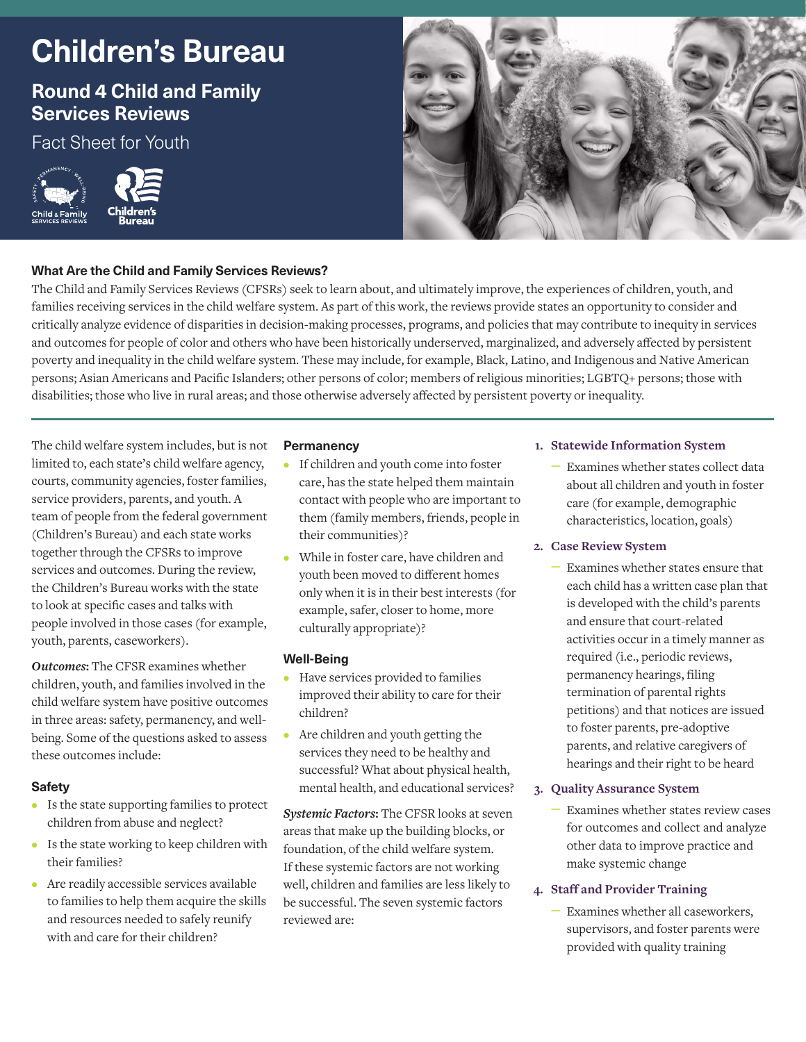# Children's Bureau

## Round 4 Child and Family Services Reviews

Fact Sheet for Youth

### What Are the Child and Family Services Reviews?

The Child and Family Services Reviews (CFSRs) seek to learn about, and ultimately improve, the experiences of children, youth, and families receiving services in the child welfare system. As part of this work, the reviews provide states an opportunity to consider and critically analyze evidence of disparities in decision-making processes, programs, and policies that may contribute to inequity in services and outcomes for people of color and others who have been historically underserved, marginalized, and adversely affected by persistent poverty and inequality in the child welfare system. These may include, for example, Black, Latino, and Indigenous and Native American persons; Asian Americans and Pacific Islanders; other persons of color; members of religious minorities; LGBTQ+ persons; those with disabilities; those who live in rural areas; and those otherwise adversely affected by persistent poverty or inequality.

---

The child welfare system includes, but is not limited to, each state's child welfare agency, courts, community agencies, foster families, service providers, parents, and youth. A team of people from the federal government (Children's Bureau) and each state works together through the CFSRs to improve services and outcomes. During the review, the Children's Bureau works with the state to look at specific cases and talks with people involved in those cases (for example, youth, parents, caseworkers).

***Outcomes*:** The CFSR examines whether children, youth, and families involved in the child welfare system have positive outcomes in three areas: safety, permanency, and well-being. Some of the questions asked to assess these outcomes include:

### Safety

- Is the state supporting families to protect children from abuse and neglect?
- Is the state working to keep children with their families?
- Are readily accessible services available to families to help them acquire the skills and resources needed to safely reunify with and care for their children?

### Permanency

- If children and youth come into foster care, has the state helped them maintain contact with people who are important to them (family members, friends, people in their communities)?
- While in foster care, have children and youth been moved to different homes only when it is in their best interests (for example, safer, closer to home, more culturally appropriate)?

### Well-Being

- Have services provided to families improved their ability to care for their children?
- Are children and youth getting the services they need to be healthy and successful? What about physical health, mental health, and educational services?

***Systemic Factors*:** The CFSR looks at seven areas that make up the building blocks, or foundation, of the child welfare system. If these systemic factors are not working well, children and families are less likely to be successful. The seven systemic factors reviewed are:

1. **Statewide Information System**
   - Examines whether states collect data about all children and youth in foster care (for example, demographic characteristics, location, goals)
2. **Case Review System**
   - Examines whether states ensure that each child has a written case plan that is developed with the child's parents and ensure that court-related activities occur in a timely manner as required (i.e., periodic reviews, permanency hearings, filing termination of parental rights petitions) and that notices are issued to foster parents, pre-adoptive parents, and relative caregivers of hearings and their right to be heard
3. **Quality Assurance System**
   - Examines whether states review cases for outcomes and collect and analyze other data to improve practice and make systemic change
4. **Staff and Provider Training**
   - Examines whether all caseworkers, supervisors, and foster parents were provided with quality training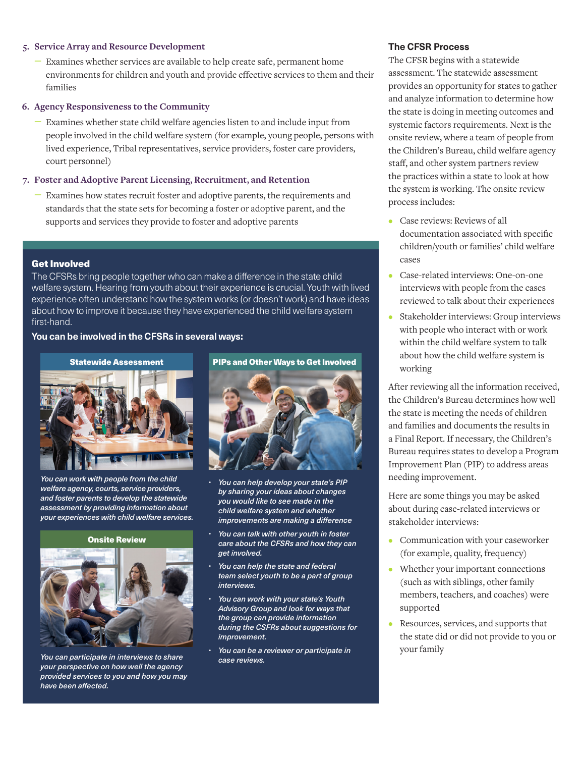5. **Service Array and Resource Development**
   - Examines whether services are available to help create safe, permanent home environments for children and youth and provide effective services to them and their families

6. **Agency Responsiveness to the Community**
   - Examines whether state child welfare agencies listen to and include input from people involved in the child welfare system (for example, young people, persons with lived experience, Tribal representatives, service providers, foster care providers, court personnel)

7. **Foster and Adoptive Parent Licensing, Recruitment, and Retention**
   - Examines how states recruit foster and adoptive parents, the requirements and standards that the state sets for becoming a foster or adoptive parent, and the supports and services they provide to foster and adoptive parents

### Get Involved

The CFSRs bring people together who can make a difference in the state child welfare system. Hearing from youth about their experience is crucial. Youth with lived experience often understand how the system works (or doesn't work) and have ideas about how to improve it because they have experienced the child welfare system first-hand.

**You can be involved in the CFSRs in several ways:**

#### Statewide Assessment

*You can work with people from the child welfare agency, courts, service providers, and foster parents to develop the statewide assessment by providing information about your experiences with child welfare services.*

#### Onsite Review

*You can participate in interviews to share your perspective on how well the agency provided services to you and how you may have been affected.*

#### PIPs and Other Ways to Get Involved

- *You can help develop your state's PIP by sharing your ideas about changes you would like to see made in the child welfare system and whether improvements are making a difference*
- *You can talk with other youth in foster care about the CFSRs and how they can get involved.*
- *You can help the state and federal team select youth to be a part of group interviews.*
- *You can work with your state's Youth Advisory Group and look for ways that the group can provide information during the CSFRs about suggestions for improvement.*
- *You can be a reviewer or participate in case reviews.*

### The CFSR Process

The CFSR begins with a statewide assessment. The statewide assessment provides an opportunity for states to gather and analyze information to determine how the state is doing in meeting outcomes and systemic factors requirements. Next is the onsite review, where a team of people from the Children's Bureau, child welfare agency staff, and other system partners review the practices within a state to look at how the system is working. The onsite review process includes:

- Case reviews: Reviews of all documentation associated with specific children/youth or families' child welfare cases
- Case-related interviews: One-on-one interviews with people from the cases reviewed to talk about their experiences
- Stakeholder interviews: Group interviews with people who interact with or work within the child welfare system to talk about how the child welfare system is working

After reviewing all the information received, the Children's Bureau determines how well the state is meeting the needs of children and families and documents the results in a Final Report. If necessary, the Children's Bureau requires states to develop a Program Improvement Plan (PIP) to address areas needing improvement.

Here are some things you may be asked about during case-related interviews or stakeholder interviews:

- Communication with your caseworker (for example, quality, frequency)
- Whether your important connections (such as with siblings, other family members, teachers, and coaches) were supported
- Resources, services, and supports that the state did or did not provide to you or your family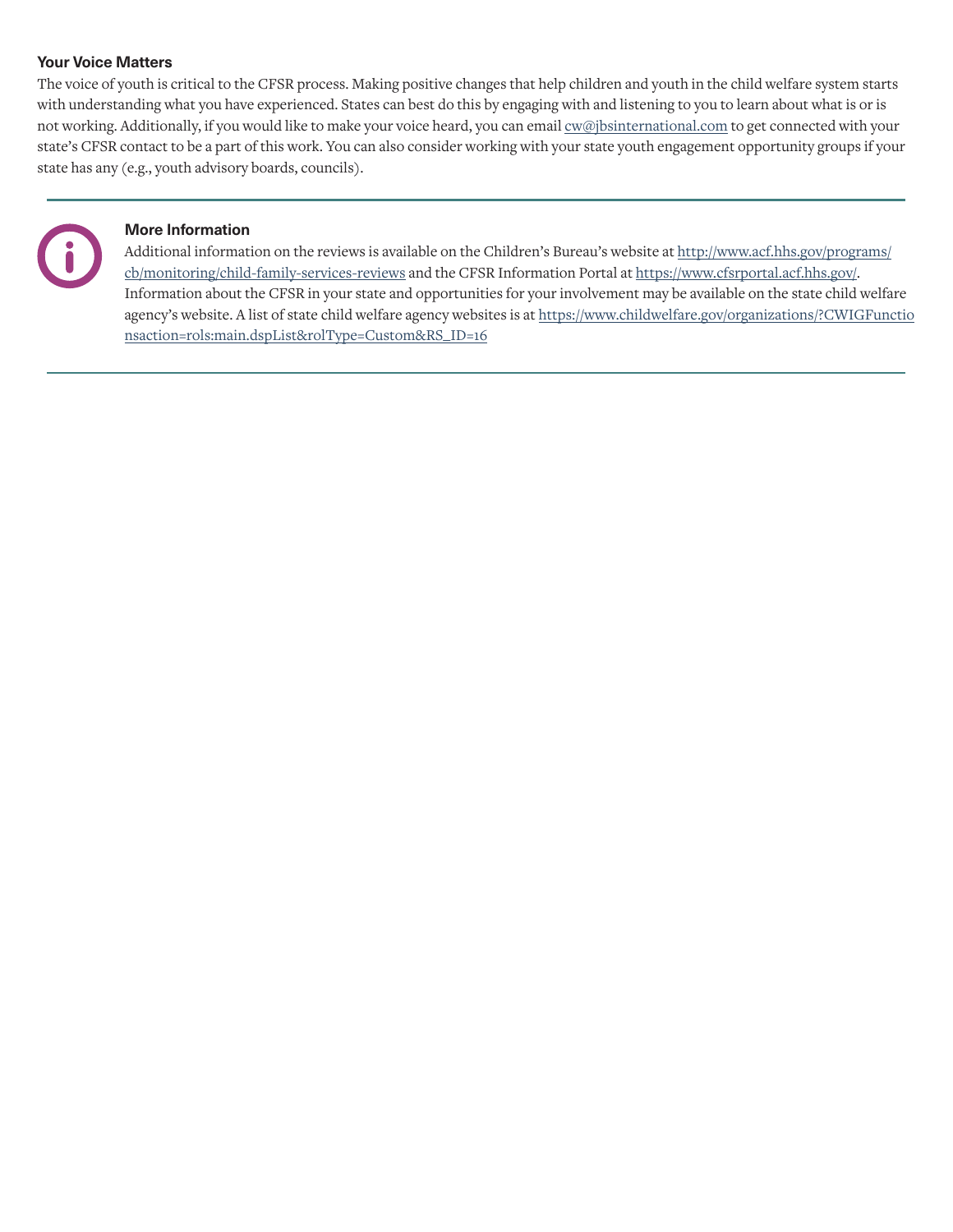### Your Voice Matters

The voice of youth is critical to the CFSR process. Making positive changes that help children and youth in the child welfare system starts with understanding what you have experienced. States can best do this by engaging with and listening to you to learn about what is or is not working. Additionally, if you would like to make your voice heard, you can email cw@jbsinternational.com to get connected with your state's CFSR contact to be a part of this work. You can also consider working with your state youth engagement opportunity groups if your state has any (e.g., youth advisory boards, councils).

---

### More Information

Additional information on the reviews is available on the Children's Bureau's website at http://www.acf.hhs.gov/programs/cb/monitoring/child-family-services-reviews and the CFSR Information Portal at https://www.cfsrportal.acf.hhs.gov/. Information about the CFSR in your state and opportunities for your involvement may be available on the state child welfare agency's website. A list of state child welfare agency websites is at https://www.childwelfare.gov/organizations/?CWIGFunctionsaction=rols:main.dspList&rolType=Custom&RS_ID=16

---